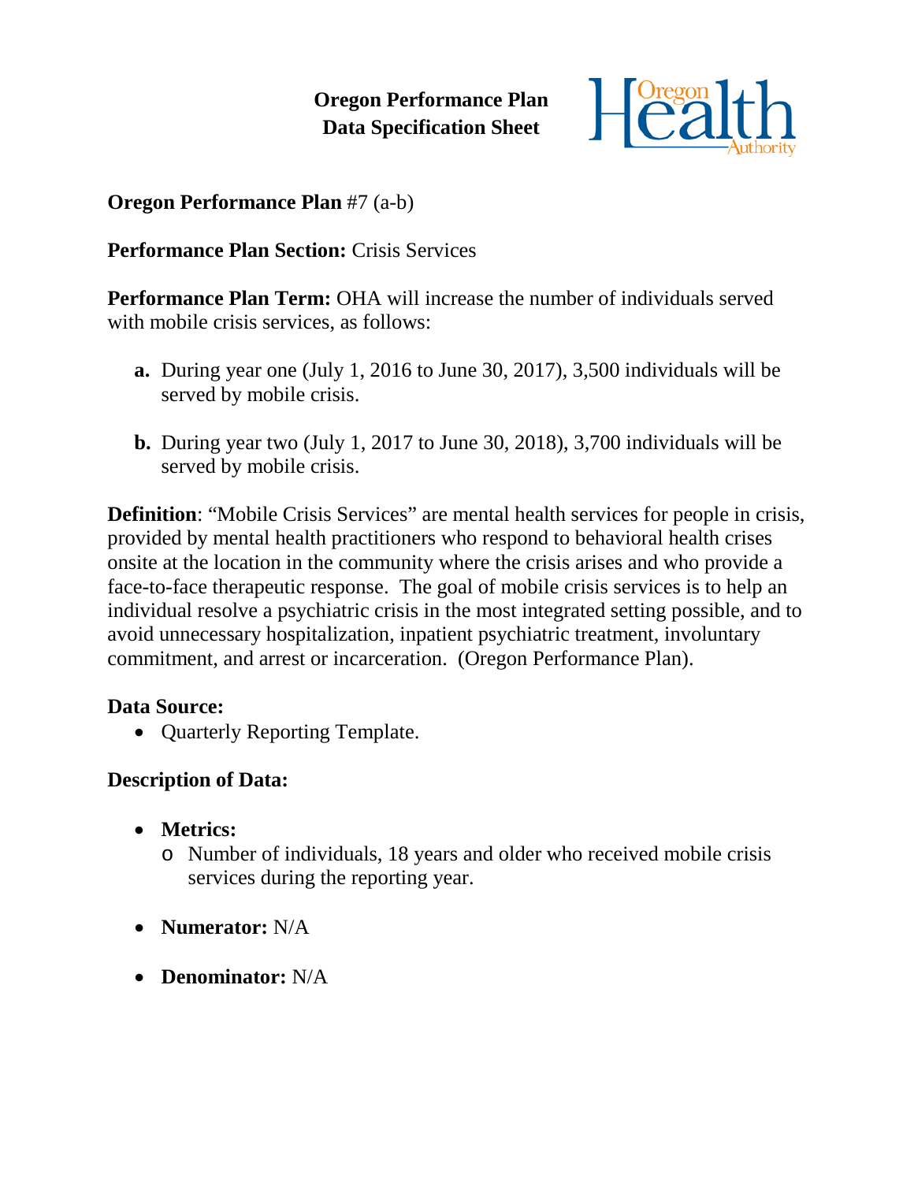**Oregon Performance Plan**
**Data Specification Sheet**

**Oregon Performance Plan** #7 (a-b)

**Performance Plan Section:** Crisis Services

**Performance Plan Term:** OHA will increase the number of individuals served with mobile crisis services, as follows:

- **a.** During year one (July 1, 2016 to June 30, 2017), 3,500 individuals will be served by mobile crisis.
- **b.** During year two (July 1, 2017 to June 30, 2018), 3,700 individuals will be served by mobile crisis.

**Definition**: "Mobile Crisis Services" are mental health services for people in crisis, provided by mental health practitioners who respond to behavioral health crises onsite at the location in the community where the crisis arises and who provide a face-to-face therapeutic response. The goal of mobile crisis services is to help an individual resolve a psychiatric crisis in the most integrated setting possible, and to avoid unnecessary hospitalization, inpatient psychiatric treatment, involuntary commitment, and arrest or incarceration. (Oregon Performance Plan).

**Data Source:**

- Quarterly Reporting Template.

**Description of Data:**

- **Metrics:**
  - Number of individuals, 18 years and older who received mobile crisis services during the reporting year.
- **Numerator:** N/A
- **Denominator:** N/A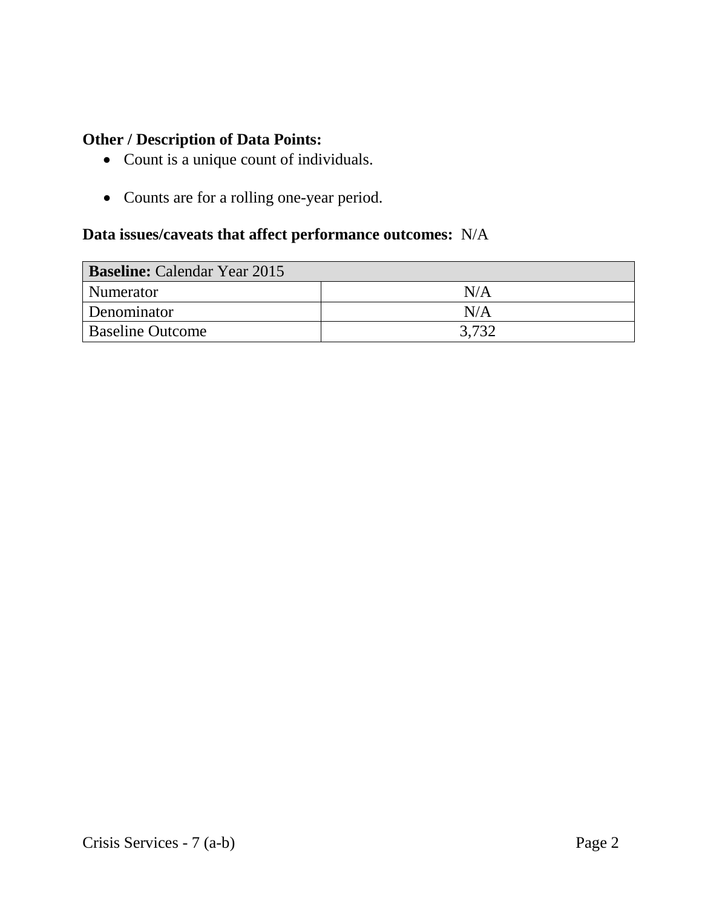**Other / Description of Data Points:**

- Count is a unique count of individuals.
- Counts are for a rolling one-year period.

**Data issues/caveats that affect performance outcomes:** N/A

| **Baseline:** Calendar Year 2015 | |
|---|---|
| Numerator | N/A |
| Denominator | N/A |
| Baseline Outcome | 3,732 |